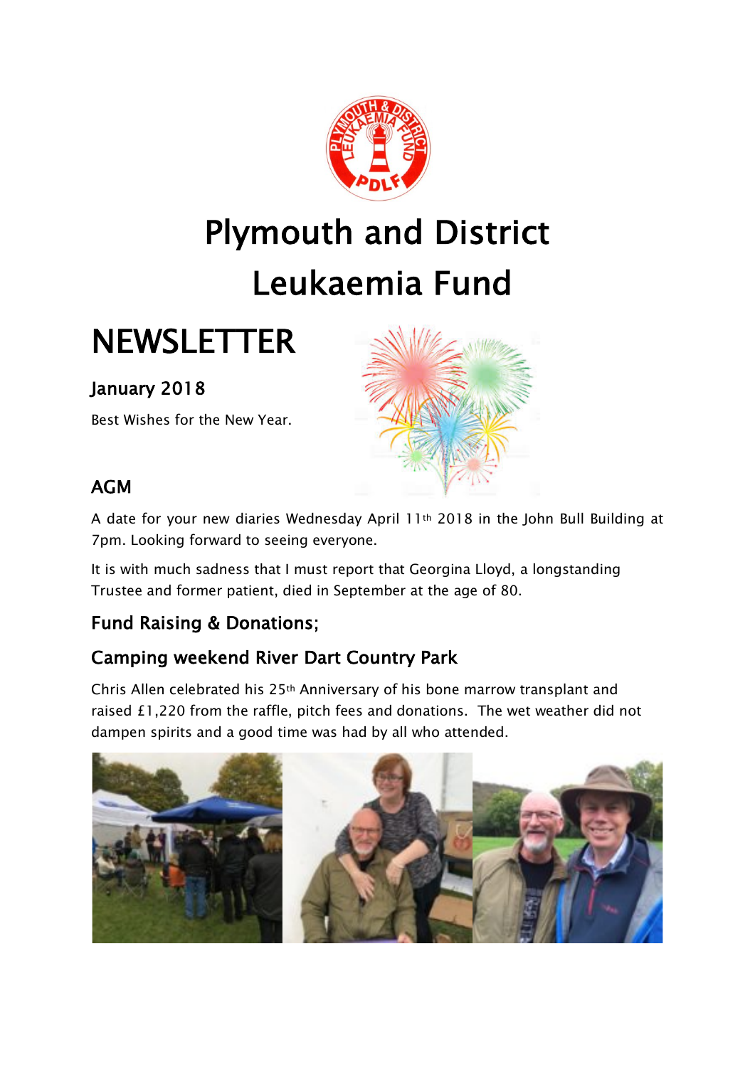# Plymouth and District Leukaemia Fund

# NEWSLETTER

## January 2018

Best Wishes for the New Year.

## AGM

A date for your new diaries Wednesday April 11th 2018 in the John Bull Building at 7pm. Looking forward to seeing everyone.

It is with much sadness that I must report that Georgina Lloyd, a longstanding Trustee and former patient, died in September at the age of 80.

## Fund Raising & Donations;

## Camping weekend River Dart Country Park

Chris Allen celebrated his 25th Anniversary of his bone marrow transplant and raised £1,220 from the raffle, pitch fees and donations. The wet weather did not dampen spirits and a good time was had by all who attended.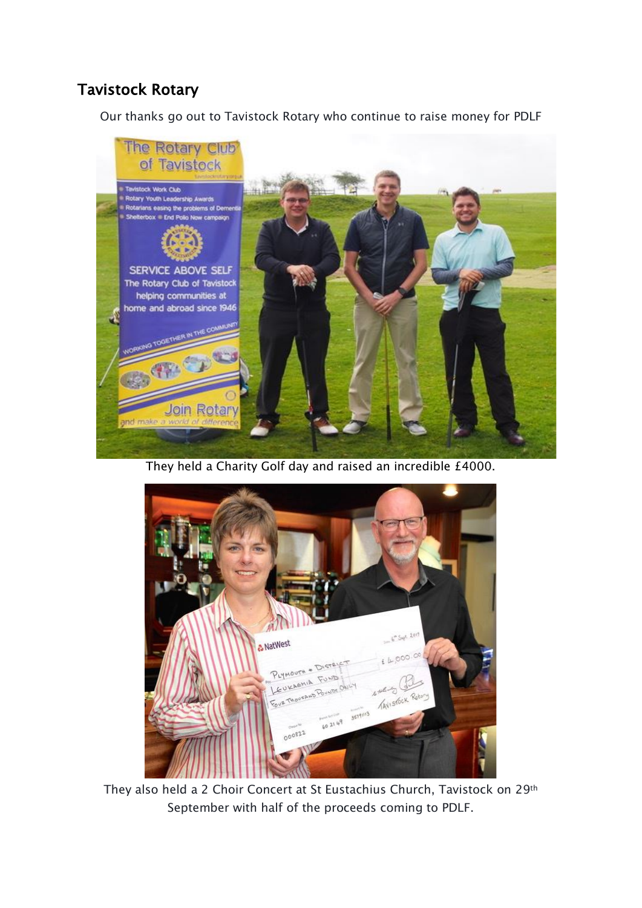## Tavistock Rotary

Our thanks go out to Tavistock Rotary who continue to raise money for PDLF

They held a Charity Golf day and raised an incredible £4000.

They also held a 2 Choir Concert at St Eustachius Church, Tavistock on 29th September with half of the proceeds coming to PDLF.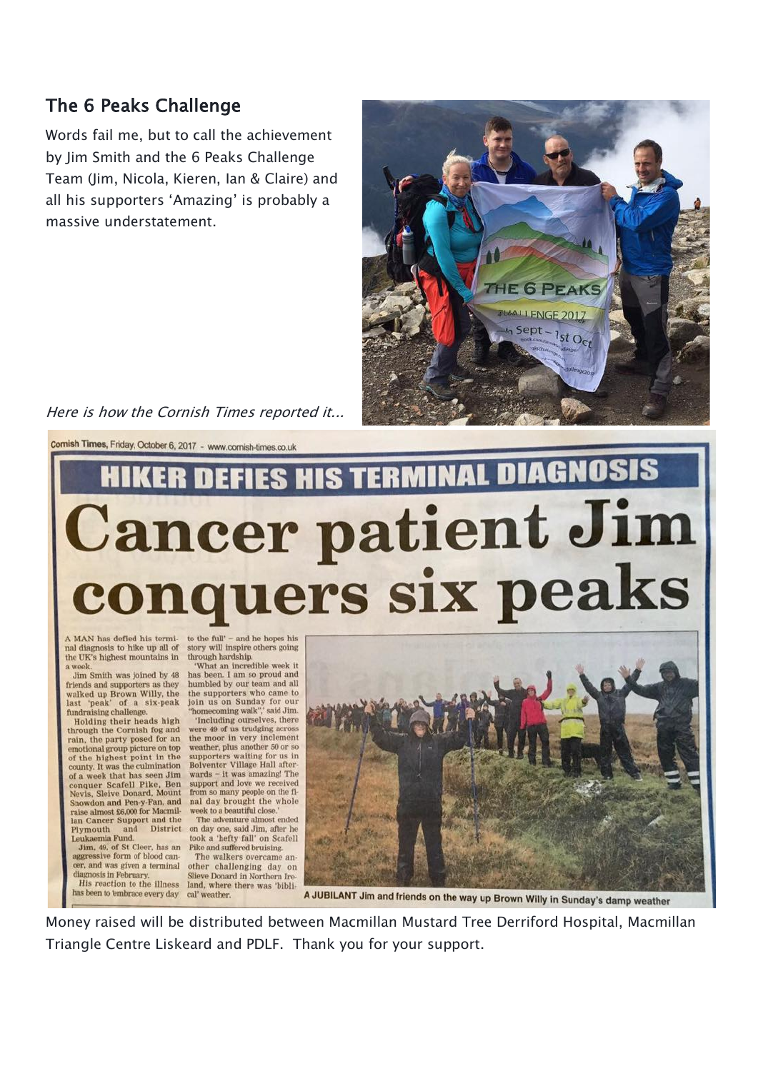## The 6 Peaks Challenge

Words fail me, but to call the achievement by Jim Smith and the 6 Peaks Challenge Team (Jim, Nicola, Kieren, Ian & Claire) and all his supporters 'Amazing' is probably a massive understatement.

*Here is how the Cornish Times reported it...*

Cornish Times, Friday, October 6, 2017 - www.cornish-times.co.uk

### HIKER DEFIES HIS TERMINAL DIAGNOSIS

# Cancer patient Jim conquers six peaks

A MAN has defied his terminal diagnosis to hike up all of the UK's highest mountains in a week.

Jim Smith was joined by 48 friends and supporters as they walked up Brown Willy, the last 'peak' of a six-peak fundraising challenge.

Holding their heads high through the Cornish fog and rain, the party posed for an emotional group picture on top of the highest point in the county. It was the culmination of a week that has seen Jim conquer Scafell Pike, Ben Nevis, Sleive Donard, Mount Snowdon and Pen-y-Fan, and raise almost £6,000 for Macmillan Cancer Support and the Plymouth and District Leukaemia Fund.

Jim, 49, of St Cleer, has an aggressive form of blood cancer, and was given a terminal diagnosis in February.

His reaction to the illness has been to 'embrace every day to the full' – and he hopes his story will inspire others going through hardship.

'What an incredible week it has been. I am so proud and humbled by our team and all the supporters who came to join us on Sunday for our "homecoming walk",' said Jim.

'Including ourselves, there were 49 of us trudging across the moor in very inclement weather, plus another 50 or so supporters waiting for us in Bolventor Village Hall afterwards – it was amazing! The support and love we received from so many people on the final day brought the whole week to a beautiful close.'

The adventure almost ended on day one, said Jim, after he took a 'hefty fall' on Scafell Pike and suffered bruising.

The walkers overcame another challenging day on Slieve Donard in Northern Ireland, where there was 'biblical' weather.

A JUBILANT Jim and friends on the way up Brown Willy in Sunday's damp weather

Money raised will be distributed between Macmillan Mustard Tree Derriford Hospital, Macmillan Triangle Centre Liskeard and PDLF. Thank you for your support.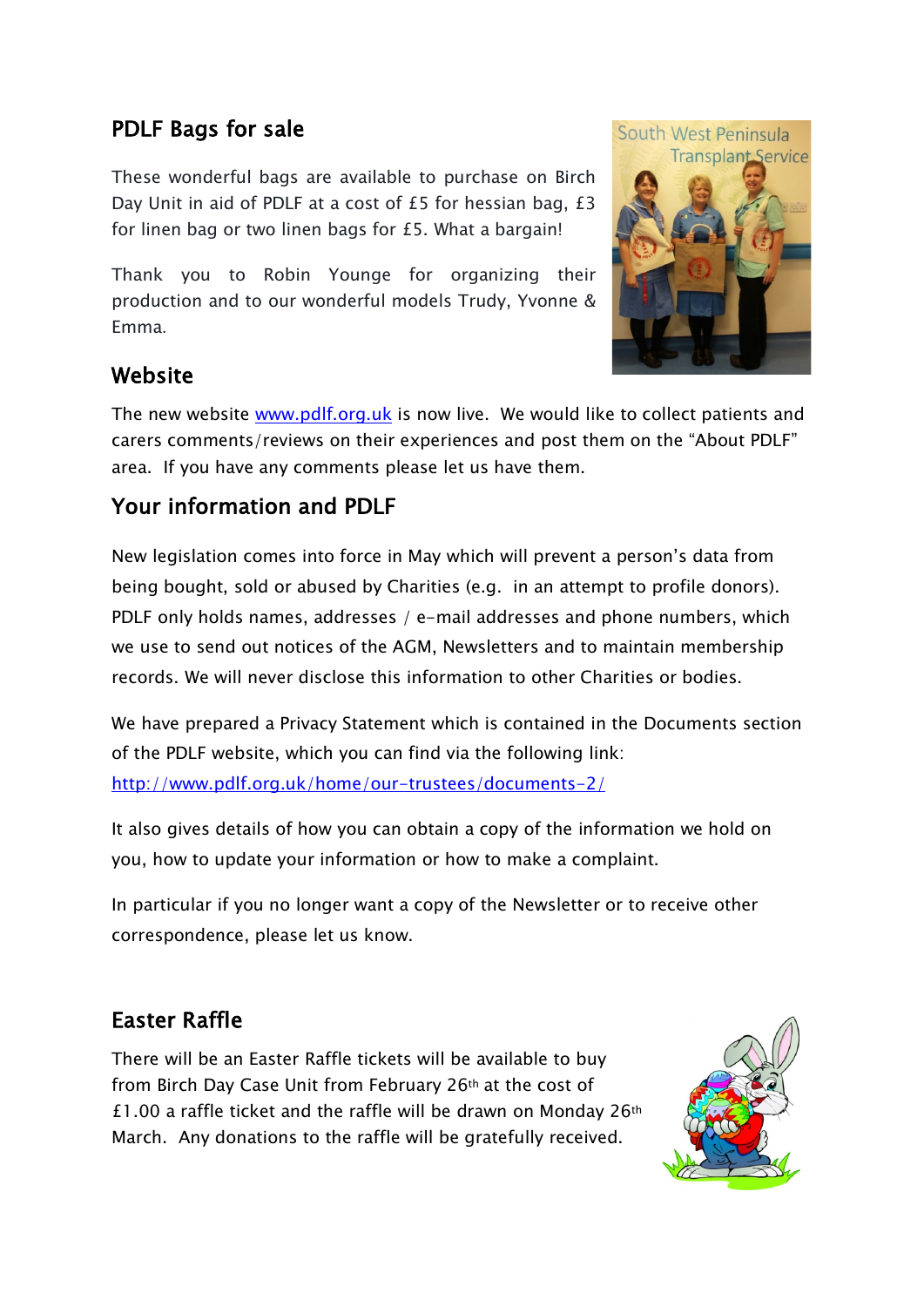## PDLF Bags for sale

These wonderful bags are available to purchase on Birch Day Unit in aid of PDLF at a cost of £5 for hessian bag, £3 for linen bag or two linen bags for £5. What a bargain!

Thank you to Robin Younge for organizing their production and to our wonderful models Trudy, Yvonne & Emma.

## Website

The new website [www.pdlf.org.uk](http://www.pdlf.org.uk) is now live. We would like to collect patients and carers comments/reviews on their experiences and post them on the "About PDLF" area. If you have any comments please let us have them.

## Your information and PDLF

New legislation comes into force in May which will prevent a person's data from being bought, sold or abused by Charities (e.g. in an attempt to profile donors). PDLF only holds names, addresses / e-mail addresses and phone numbers, which we use to send out notices of the AGM, Newsletters and to maintain membership records. We will never disclose this information to other Charities or bodies.

We have prepared a Privacy Statement which is contained in the Documents section of the PDLF website, which you can find via the following link:
[http://www.pdlf.org.uk/home/our-trustees/documents-2/](http://www.pdlf.org.uk/home/our-trustees/documents-2/)

It also gives details of how you can obtain a copy of the information we hold on you, how to update your information or how to make a complaint.

In particular if you no longer want a copy of the Newsletter or to receive other correspondence, please let us know.

## Easter Raffle

There will be an Easter Raffle tickets will be available to buy from Birch Day Case Unit from February 26th at the cost of £1.00 a raffle ticket and the raffle will be drawn on Monday 26th March. Any donations to the raffle will be gratefully received.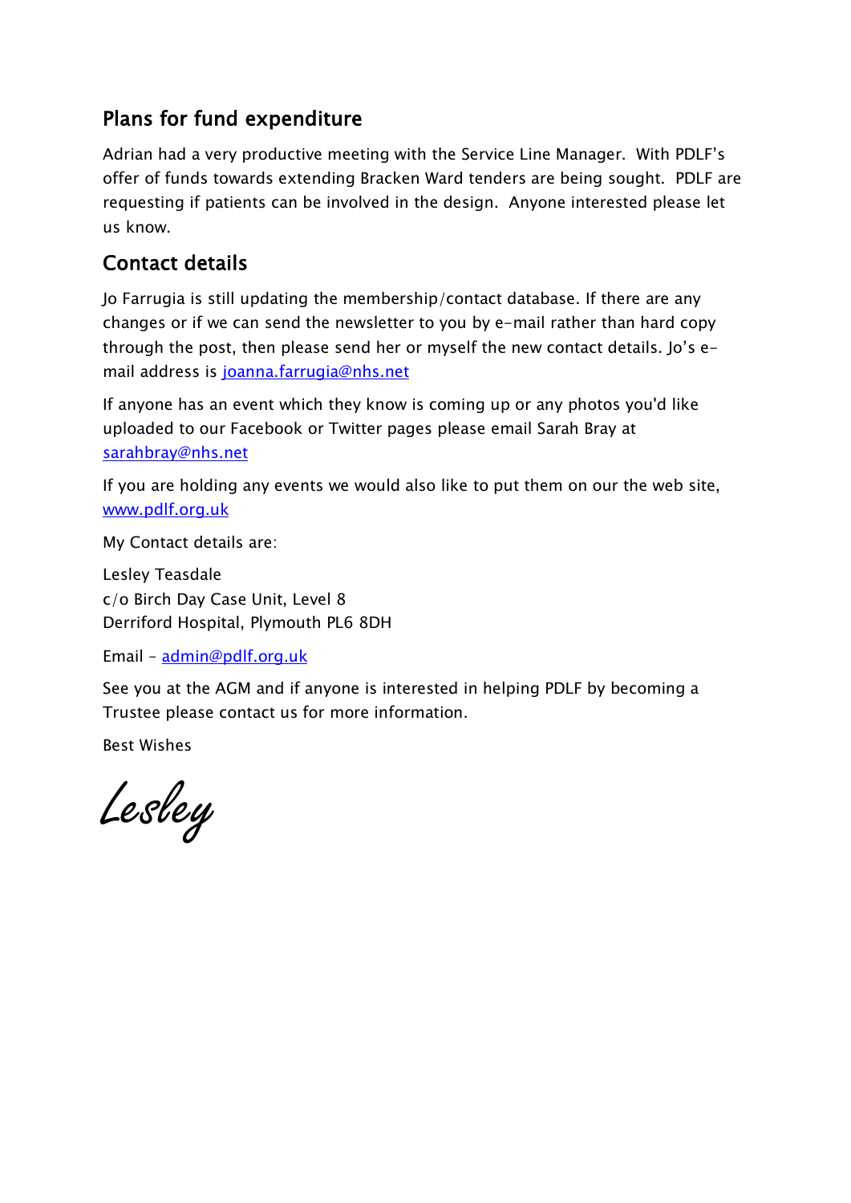## Plans for fund expenditure

Adrian had a very productive meeting with the Service Line Manager. With PDLF's offer of funds towards extending Bracken Ward tenders are being sought. PDLF are requesting if patients can be involved in the design. Anyone interested please let us know.

## Contact details

Jo Farrugia is still updating the membership/contact database. If there are any changes or if we can send the newsletter to you by e-mail rather than hard copy through the post, then please send her or myself the new contact details. Jo's e-mail address is joanna.farrugia@nhs.net

If anyone has an event which they know is coming up or any photos you'd like uploaded to our Facebook or Twitter pages please email Sarah Bray at sarahbray@nhs.net

If you are holding any events we would also like to put them on our the web site, www.pdlf.org.uk

My Contact details are:

Lesley Teasdale
c/o Birch Day Case Unit, Level 8
Derriford Hospital, Plymouth PL6 8DH

Email – admin@pdlf.org.uk

See you at the AGM and if anyone is interested in helping PDLF by becoming a Trustee please contact us for more information.

Best Wishes

*Lesley*